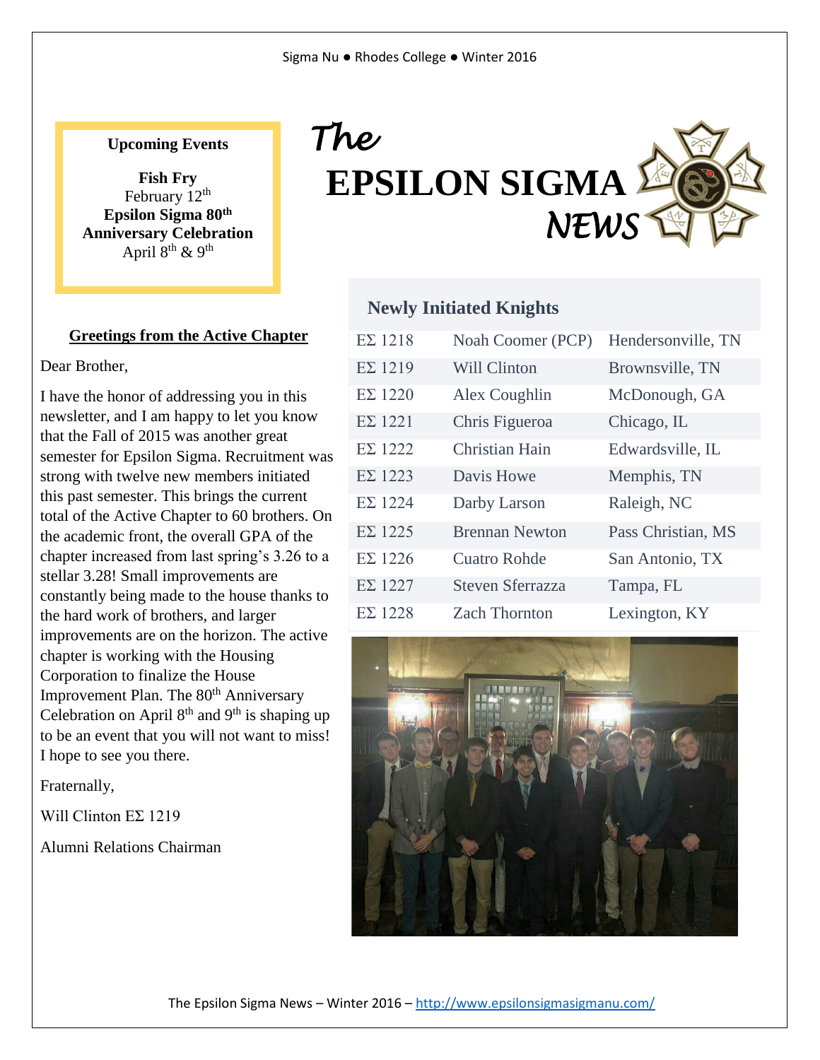Sigma Nu ● Rhodes College ● Winter 2016

# *The* EPSILON SIGMA *NEWS*

**Upcoming Events**

**Fish Fry**
February 12th

**Epsilon Sigma 80th Anniversary Celebration**
April 8th & 9th

## Greetings from the Active Chapter

Dear Brother,

I have the honor of addressing you in this newsletter, and I am happy to let you know that the Fall of 2015 was another great semester for Epsilon Sigma. Recruitment was strong with twelve new members initiated this past semester. This brings the current total of the Active Chapter to 60 brothers. On the academic front, the overall GPA of the chapter increased from last spring's 3.26 to a stellar 3.28! Small improvements are constantly being made to the house thanks to the hard work of brothers, and larger improvements are on the horizon. The active chapter is working with the Housing Corporation to finalize the House Improvement Plan. The 80th Anniversary Celebration on April 8th and 9th is shaping up to be an event that you will not want to miss! I hope to see you there.

Fraternally,

Will Clinton ΕΣ 1219

Alumni Relations Chairman

## Newly Initiated Knights

| | | |
|---|---|---|
| ΕΣ 1218 | Noah Coomer (PCP) | Hendersonville, TN |
| ΕΣ 1219 | Will Clinton | Brownsville, TN |
| ΕΣ 1220 | Alex Coughlin | McDonough, GA |
| ΕΣ 1221 | Chris Figueroa | Chicago, IL |
| ΕΣ 1222 | Christian Hain | Edwardsville, IL |
| ΕΣ 1223 | Davis Howe | Memphis, TN |
| ΕΣ 1224 | Darby Larson | Raleigh, NC |
| ΕΣ 1225 | Brennan Newton | Pass Christian, MS |
| ΕΣ 1226 | Cuatro Rohde | San Antonio, TX |
| ΕΣ 1227 | Steven Sferrazza | Tampa, FL |
| ΕΣ 1228 | Zach Thornton | Lexington, KY |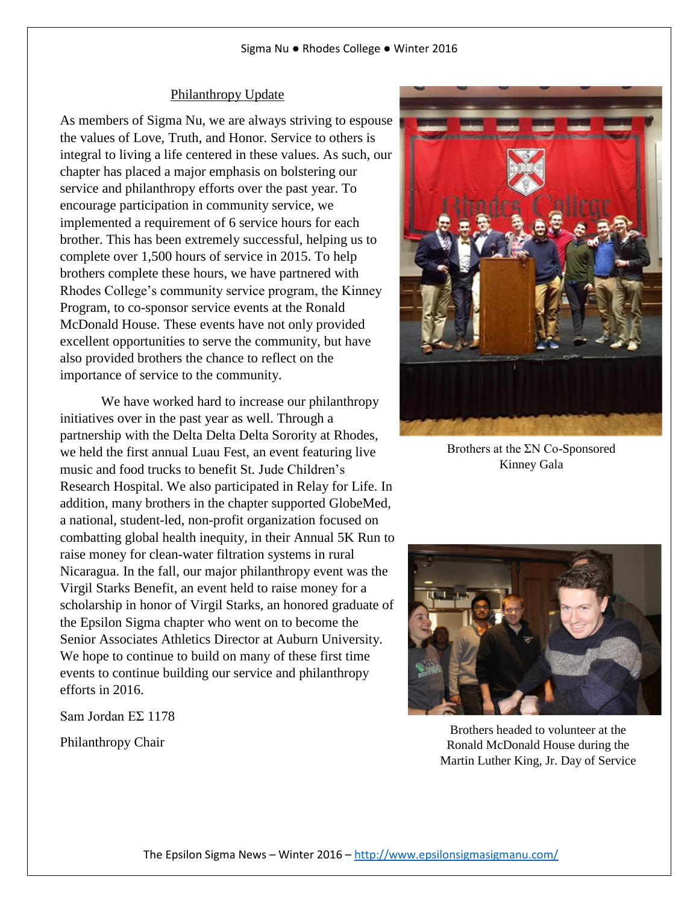## Philanthropy Update

As members of Sigma Nu, we are always striving to espouse the values of Love, Truth, and Honor. Service to others is integral to living a life centered in these values. As such, our chapter has placed a major emphasis on bolstering our service and philanthropy efforts over the past year. To encourage participation in community service, we implemented a requirement of 6 service hours for each brother. This has been extremely successful, helping us to complete over 1,500 hours of service in 2015. To help brothers complete these hours, we have partnered with Rhodes College's community service program, the Kinney Program, to co-sponsor service events at the Ronald McDonald House. These events have not only provided excellent opportunities to serve the community, but have also provided brothers the chance to reflect on the importance of service to the community.

We have worked hard to increase our philanthropy initiatives over in the past year as well. Through a partnership with the Delta Delta Delta Sorority at Rhodes, we held the first annual Luau Fest, an event featuring live music and food trucks to benefit St. Jude Children's Research Hospital. We also participated in Relay for Life. In addition, many brothers in the chapter supported GlobeMed, a national, student-led, non-profit organization focused on combatting global health inequity, in their Annual 5K Run to raise money for clean-water filtration systems in rural Nicaragua. In the fall, our major philanthropy event was the Virgil Starks Benefit, an event held to raise money for a scholarship in honor of Virgil Starks, an honored graduate of the Epsilon Sigma chapter who went on to become the Senior Associates Athletics Director at Auburn University. We hope to continue to build on many of these first time events to continue building our service and philanthropy efforts in 2016.

Sam Jordan EΣ 1178

Philanthropy Chair

Brothers at the ΣN Co-Sponsored Kinney Gala

Brothers headed to volunteer at the Ronald McDonald House during the Martin Luther King, Jr. Day of Service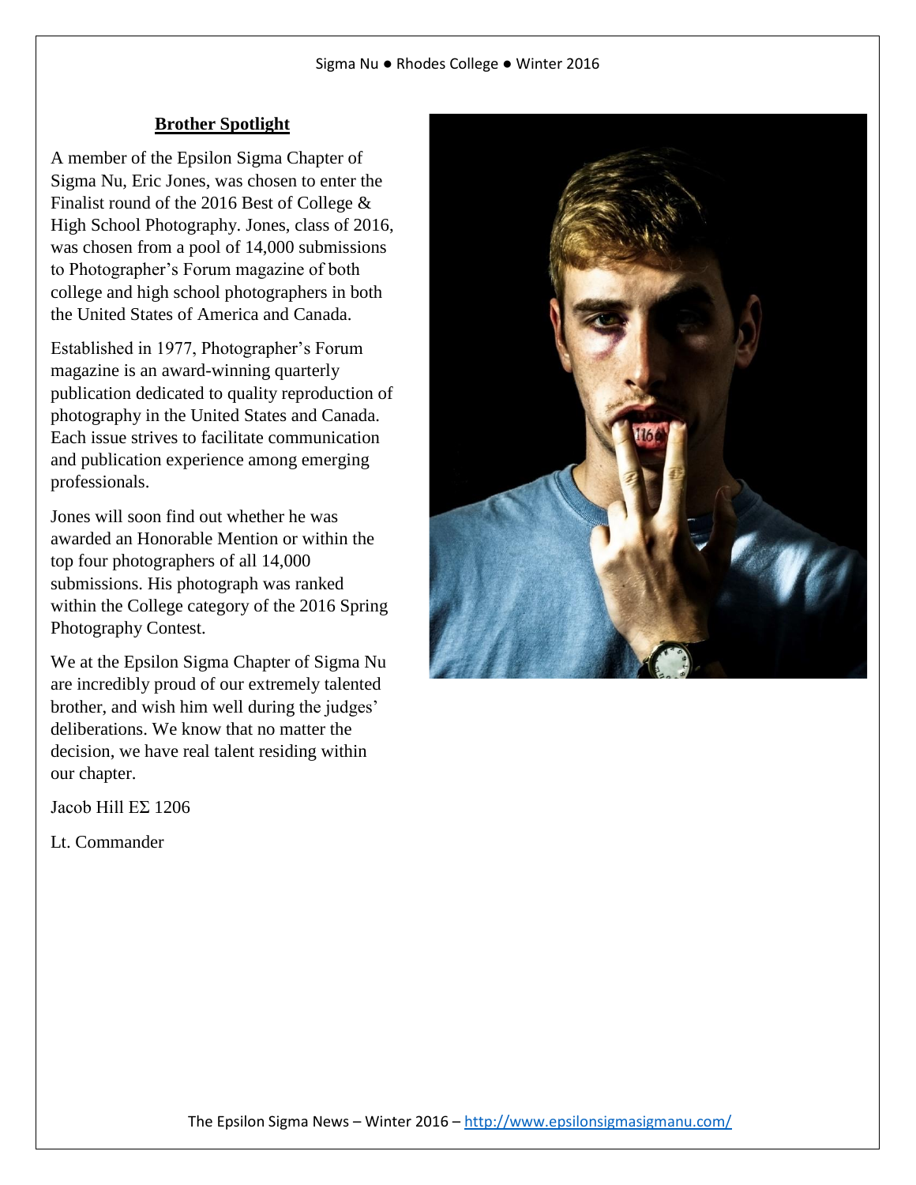## Brother Spotlight

A member of the Epsilon Sigma Chapter of Sigma Nu, Eric Jones, was chosen to enter the Finalist round of the 2016 Best of College & High School Photography. Jones, class of 2016, was chosen from a pool of 14,000 submissions to Photographer's Forum magazine of both college and high school photographers in both the United States of America and Canada.

Established in 1977, Photographer's Forum magazine is an award-winning quarterly publication dedicated to quality reproduction of photography in the United States and Canada. Each issue strives to facilitate communication and publication experience among emerging professionals.

Jones will soon find out whether he was awarded an Honorable Mention or within the top four photographers of all 14,000 submissions. His photograph was ranked within the College category of the 2016 Spring Photography Contest.

We at the Epsilon Sigma Chapter of Sigma Nu are incredibly proud of our extremely talented brother, and wish him well during the judges' deliberations. We know that no matter the decision, we have real talent residing within our chapter.

Jacob Hill ΕΣ 1206

Lt. Commander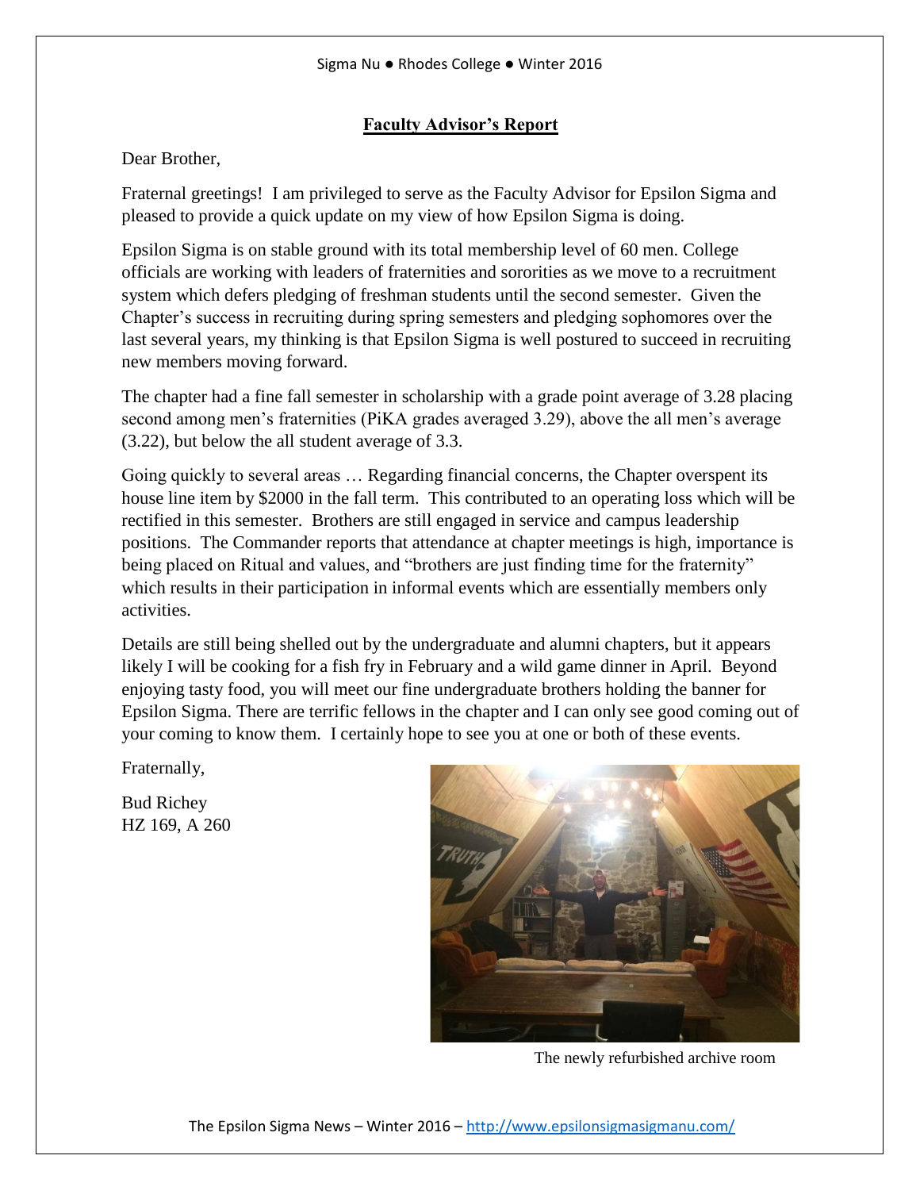## Faculty Advisor's Report

Dear Brother,

Fraternal greetings! I am privileged to serve as the Faculty Advisor for Epsilon Sigma and pleased to provide a quick update on my view of how Epsilon Sigma is doing.

Epsilon Sigma is on stable ground with its total membership level of 60 men. College officials are working with leaders of fraternities and sororities as we move to a recruitment system which defers pledging of freshman students until the second semester. Given the Chapter's success in recruiting during spring semesters and pledging sophomores over the last several years, my thinking is that Epsilon Sigma is well postured to succeed in recruiting new members moving forward.

The chapter had a fine fall semester in scholarship with a grade point average of 3.28 placing second among men's fraternities (PiKA grades averaged 3.29), above the all men's average (3.22), but below the all student average of 3.3.

Going quickly to several areas … Regarding financial concerns, the Chapter overspent its house line item by $2000 in the fall term. This contributed to an operating loss which will be rectified in this semester. Brothers are still engaged in service and campus leadership positions. The Commander reports that attendance at chapter meetings is high, importance is being placed on Ritual and values, and "brothers are just finding time for the fraternity" which results in their participation in informal events which are essentially members only activities.

Details are still being shelled out by the undergraduate and alumni chapters, but it appears likely I will be cooking for a fish fry in February and a wild game dinner in April. Beyond enjoying tasty food, you will meet our fine undergraduate brothers holding the banner for Epsilon Sigma. There are terrific fellows in the chapter and I can only see good coming out of your coming to know them. I certainly hope to see you at one or both of these events.

Fraternally,

Bud Richey
HZ 169, A 260

The newly refurbished archive room